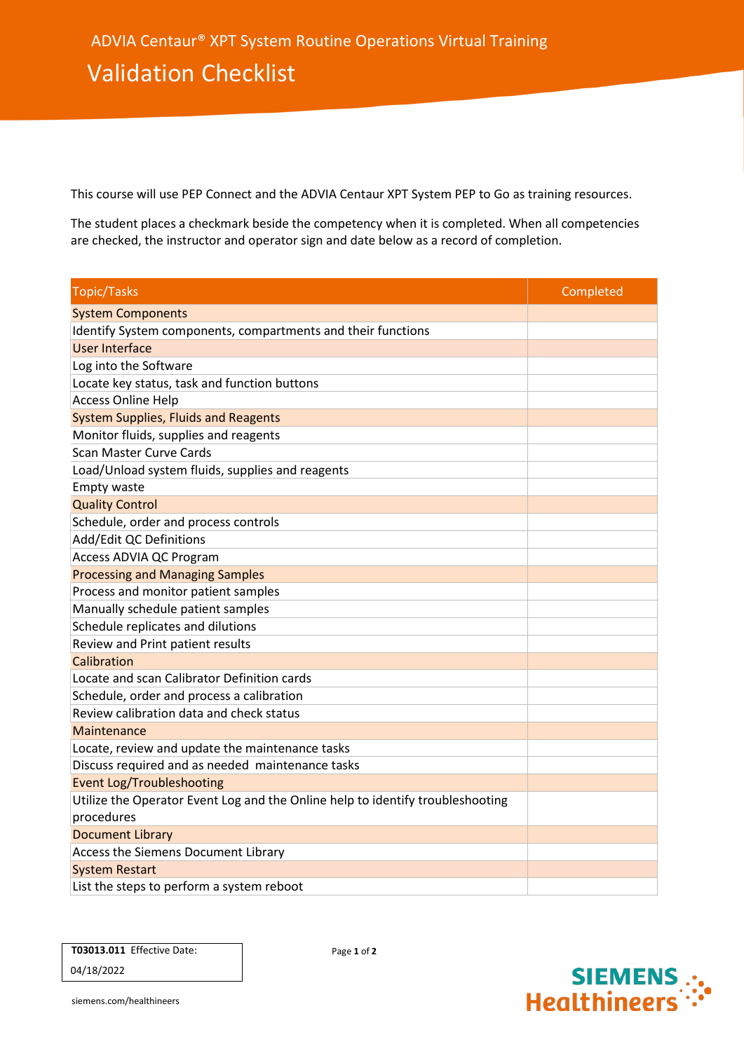ADVIA Centaur® XPT System Routine Operations Virtual Training

# Validation Checklist

This course will use PEP Connect and the ADVIA Centaur XPT System PEP to Go as training resources.

The student places a checkmark beside the competency when it is completed. When all competencies are checked, the instructor and operator sign and date below as a record of completion.

| Topic/Tasks | Completed |
|---|---|
| System Components | |
| Identify System components, compartments and their functions | |
| User Interface | |
| Log into the Software | |
| Locate key status, task and function buttons | |
| Access Online Help | |
| System Supplies, Fluids and Reagents | |
| Monitor fluids, supplies and reagents | |
| Scan Master Curve Cards | |
| Load/Unload system fluids, supplies and reagents | |
| Empty waste | |
| Quality Control | |
| Schedule, order and process controls | |
| Add/Edit QC Definitions | |
| Access ADVIA QC Program | |
| Processing and Managing Samples | |
| Process and monitor patient samples | |
| Manually schedule patient samples | |
| Schedule replicates and dilutions | |
| Review and Print patient results | |
| Calibration | |
| Locate and scan Calibrator Definition cards | |
| Schedule, order and process a calibration | |
| Review calibration data and check status | |
| Maintenance | |
| Locate, review and update the maintenance tasks | |
| Discuss required and as needed maintenance tasks | |
| Event Log/Troubleshooting | |
| Utilize the Operator Event Log and the Online help to identify troubleshooting procedures | |
| Document Library | |
| Access the Siemens Document Library | |
| System Restart | |
| List the steps to perform a system reboot | |

**T03013.011** Effective Date: 04/18/2022

siemens.com/healthineers

SIEMENS Healthineers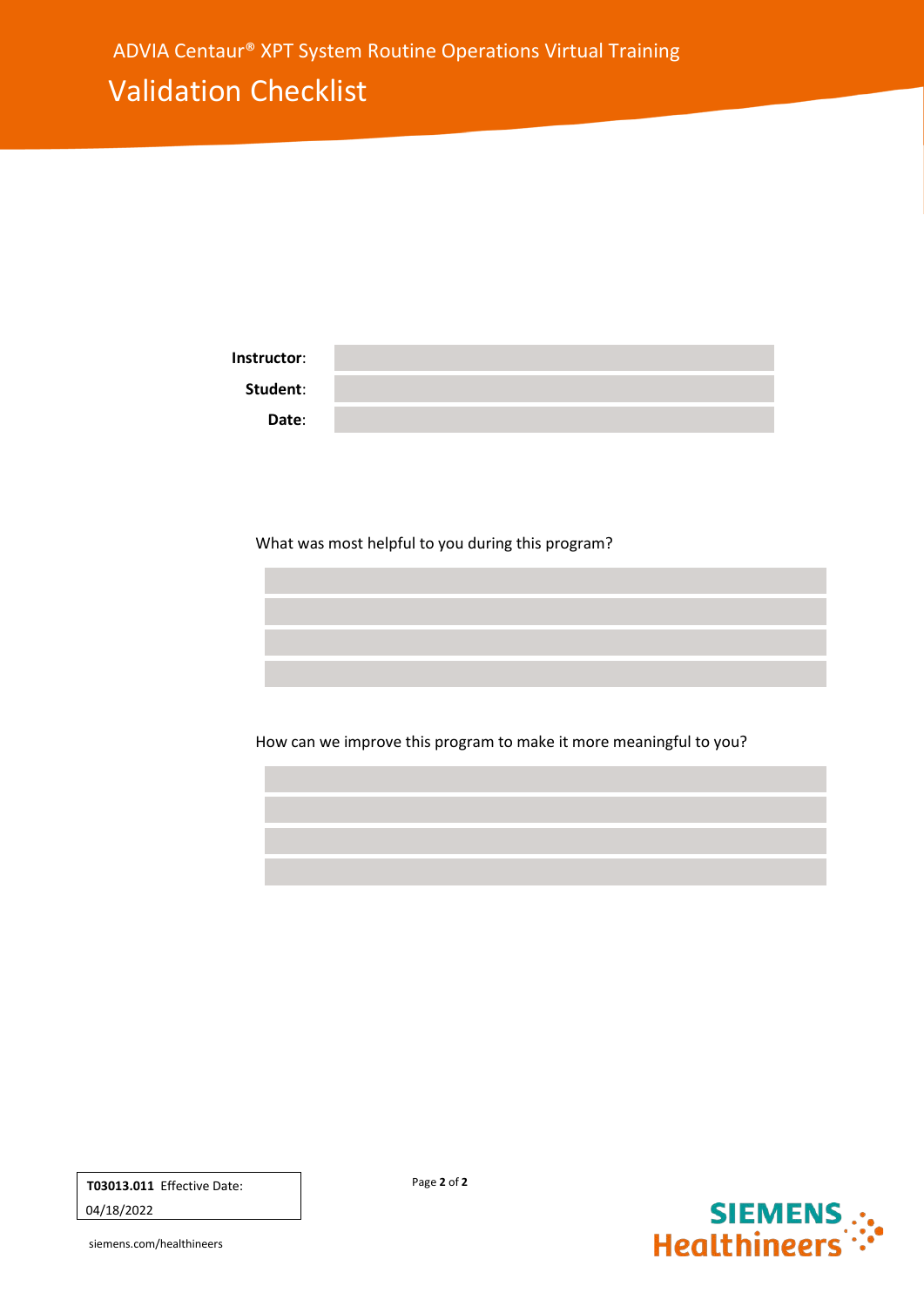ADVIA Centaur® XPT System Routine Operations Virtual Training

# Validation Checklist

**Instructor**:

**Student**:

**Date**:

What was most helpful to you during this program?

How can we improve this program to make it more meaningful to you?

**T03013.011** Effective Date: 04/18/2022

siemens.com/healthineers